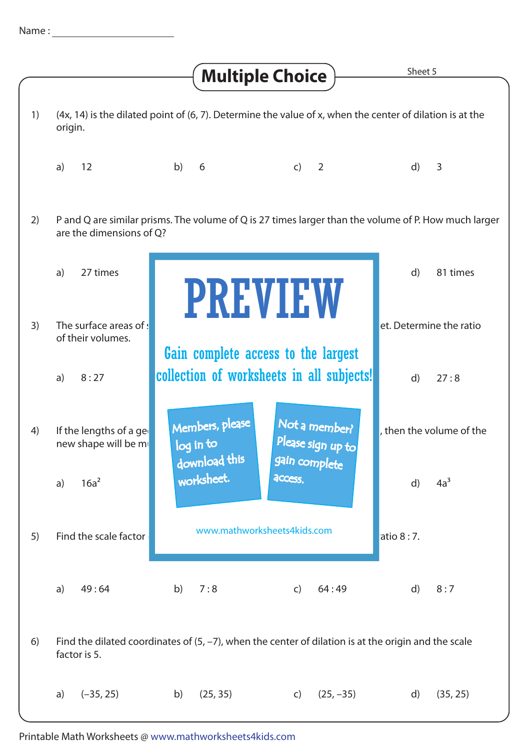Name : ______________________

# Multiple Choice

Sheet 5

1) (4x, 14) is the dilated point of (6, 7). Determine the value of x, when the center of dilation is at the origin.

a) 12 b) 6 c) 2 d) 3

2) P and Q are similar prisms. The volume of Q is 27 times larger than the volume of P. How much larger are the dimensions of Q?

a) 27 times d) 81 times

**PREVIEW**

Gain complete access to the largest collection of worksheets in all subjects!

Members, please log in to download this worksheet.

Not a member? Please sign up to gain complete access.

www.mathworksheets4kids.com

3) The surface areas of s... et. Determine the ratio of their volumes.

a) 8 : 27 d) 27 : 8

4) If the lengths of a ge... , then the volume of the new shape will be m...

a) $16a^2$ d) $4a^3$

5) Find the scale factor ... atio 8 : 7.

a) 49 : 64 b) 7 : 8 c) 64 : 49 d) 8 : 7

6) Find the dilated coordinates of (5, –7), when the center of dilation is at the origin and the scale factor is 5.

a) (–35, 25) b) (25, 35) c) (25, –35) d) (35, 25)

Printable Math Worksheets @ www.mathworksheets4kids.com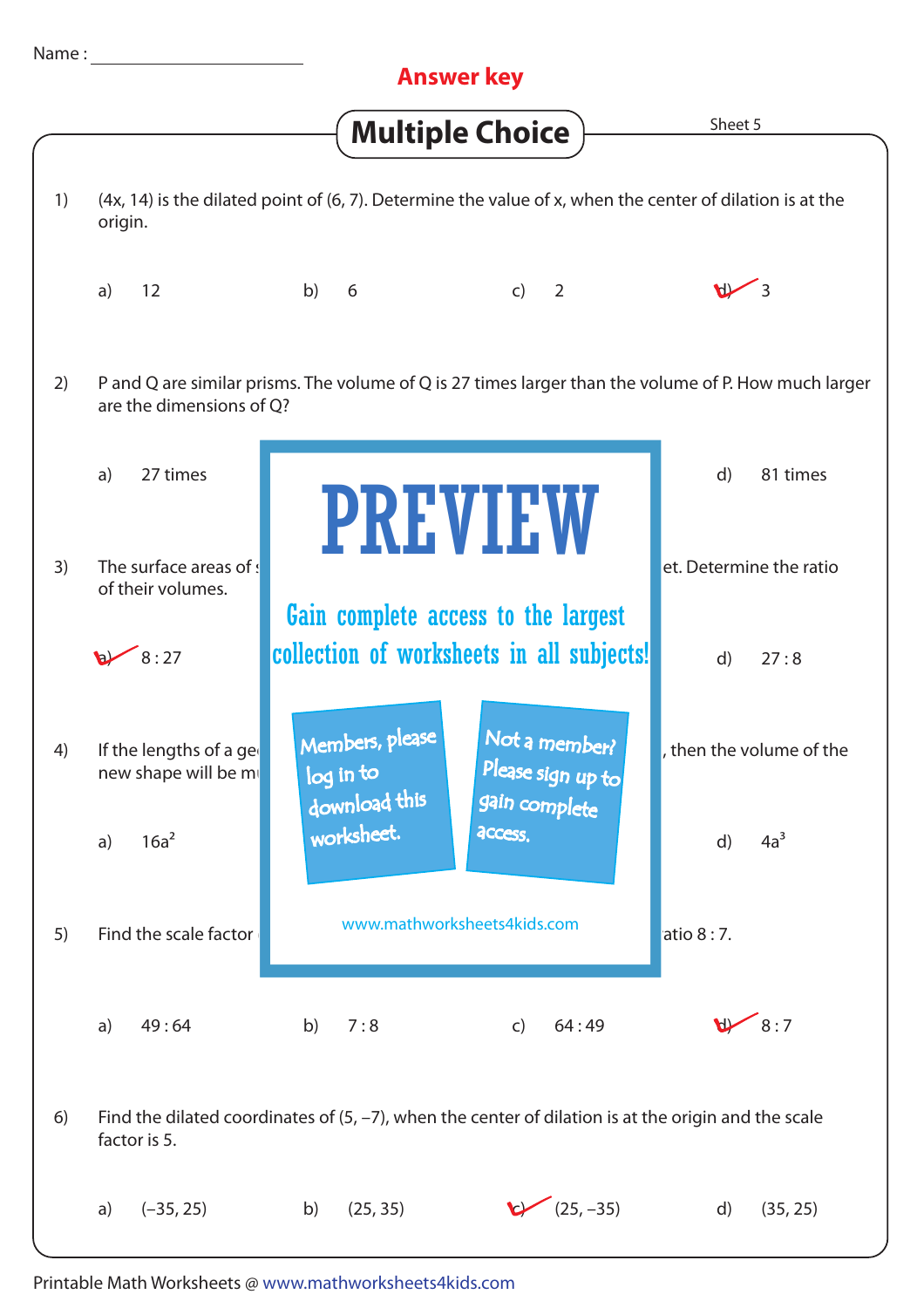Name :

**Answer key**

# Multiple Choice

Sheet 5

1) (4x, 14) is the dilated point of (6, 7). Determine the value of x, when the center of dilation is at the origin.

a) 12 b) 6 c) 2 d) 3 ✓

2) P and Q are similar prisms. The volume of Q is 27 times larger than the volume of P. How much larger are the dimensions of Q?

a) 27 times d) 81 times

3) The surface areas of s... et. Determine the ratio of their volumes.

a) 8 : 27 ✓ d) 27 : 8

4) If the lengths of a ge... , then the volume of the new shape will be m...

a) $16a^2$ d) $4a^3$

5) Find the scale factor ... atio 8 : 7.

a) 49 : 64 b) 7 : 8 c) 64 : 49 d) 8 : 7 ✓

6) Find the dilated coordinates of (5, –7), when the center of dilation is at the origin and the scale factor is 5.

a) (–35, 25) b) (25, 35) c) (25, –35) ✓ d) (35, 25)

PREVIEW

Gain complete access to the largest collection of worksheets in all subjects!

Members, please log in to download this worksheet.

Not a member? Please sign up to gain complete access.

www.mathworksheets4kids.com

Printable Math Worksheets @ www.mathworksheets4kids.com